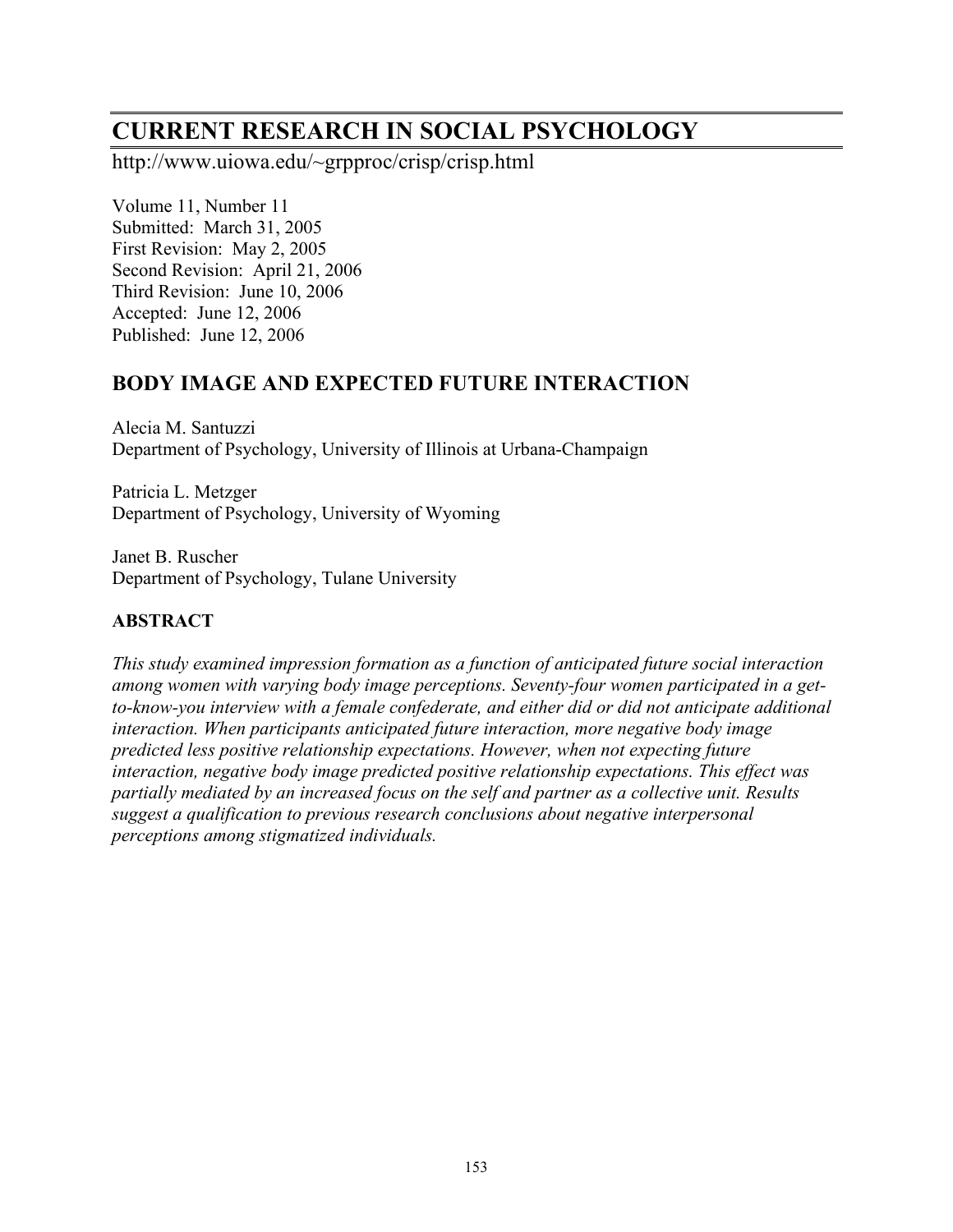# CURRENT RESEARCH IN SOCIAL PSYCHOLOGY

http://www.uiowa.edu/~grpproc/crisp/crisp.html

Volume 11, Number 11
Submitted: March 31, 2005
First Revision: May 2, 2005
Second Revision: April 21, 2006
Third Revision: June 10, 2006
Accepted: June 12, 2006
Published: June 12, 2006

## BODY IMAGE AND EXPECTED FUTURE INTERACTION

Alecia M. Santuzzi
Department of Psychology, University of Illinois at Urbana-Champaign

Patricia L. Metzger
Department of Psychology, University of Wyoming

Janet B. Ruscher
Department of Psychology, Tulane University

### ABSTRACT

*This study examined impression formation as a function of anticipated future social interaction among women with varying body image perceptions. Seventy-four women participated in a get-to-know-you interview with a female confederate, and either did or did not anticipate additional interaction. When participants anticipated future interaction, more negative body image predicted less positive relationship expectations. However, when not expecting future interaction, negative body image predicted positive relationship expectations. This effect was partially mediated by an increased focus on the self and partner as a collective unit. Results suggest a qualification to previous research conclusions about negative interpersonal perceptions among stigmatized individuals.*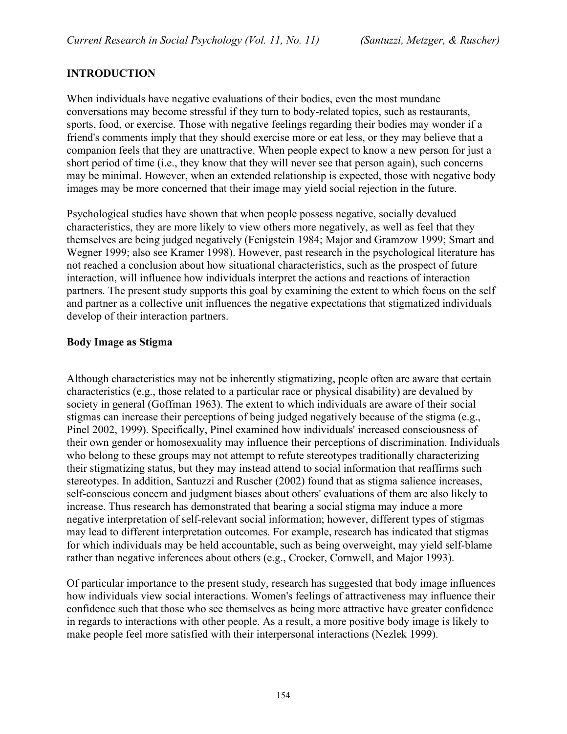## INTRODUCTION

When individuals have negative evaluations of their bodies, even the most mundane conversations may become stressful if they turn to body-related topics, such as restaurants, sports, food, or exercise. Those with negative feelings regarding their bodies may wonder if a friend's comments imply that they should exercise more or eat less, or they may believe that a companion feels that they are unattractive. When people expect to know a new person for just a short period of time (i.e., they know that they will never see that person again), such concerns may be minimal. However, when an extended relationship is expected, those with negative body images may be more concerned that their image may yield social rejection in the future.

Psychological studies have shown that when people possess negative, socially devalued characteristics, they are more likely to view others more negatively, as well as feel that they themselves are being judged negatively (Fenigstein 1984; Major and Gramzow 1999; Smart and Wegner 1999; also see Kramer 1998). However, past research in the psychological literature has not reached a conclusion about how situational characteristics, such as the prospect of future interaction, will influence how individuals interpret the actions and reactions of interaction partners. The present study supports this goal by examining the extent to which focus on the self and partner as a collective unit influences the negative expectations that stigmatized individuals develop of their interaction partners.

### Body Image as Stigma

Although characteristics may not be inherently stigmatizing, people often are aware that certain characteristics (e.g., those related to a particular race or physical disability) are devalued by society in general (Goffman 1963). The extent to which individuals are aware of their social stigmas can increase their perceptions of being judged negatively because of the stigma (e.g., Pinel 2002, 1999). Specifically, Pinel examined how individuals' increased consciousness of their own gender or homosexuality may influence their perceptions of discrimination. Individuals who belong to these groups may not attempt to refute stereotypes traditionally characterizing their stigmatizing status, but they may instead attend to social information that reaffirms such stereotypes. In addition, Santuzzi and Ruscher (2002) found that as stigma salience increases, self-conscious concern and judgment biases about others' evaluations of them are also likely to increase. Thus research has demonstrated that bearing a social stigma may induce a more negative interpretation of self-relevant social information; however, different types of stigmas may lead to different interpretation outcomes. For example, research has indicated that stigmas for which individuals may be held accountable, such as being overweight, may yield self-blame rather than negative inferences about others (e.g., Crocker, Cornwell, and Major 1993).

Of particular importance to the present study, research has suggested that body image influences how individuals view social interactions. Women's feelings of attractiveness may influence their confidence such that those who see themselves as being more attractive have greater confidence in regards to interactions with other people. As a result, a more positive body image is likely to make people feel more satisfied with their interpersonal interactions (Nezlek 1999).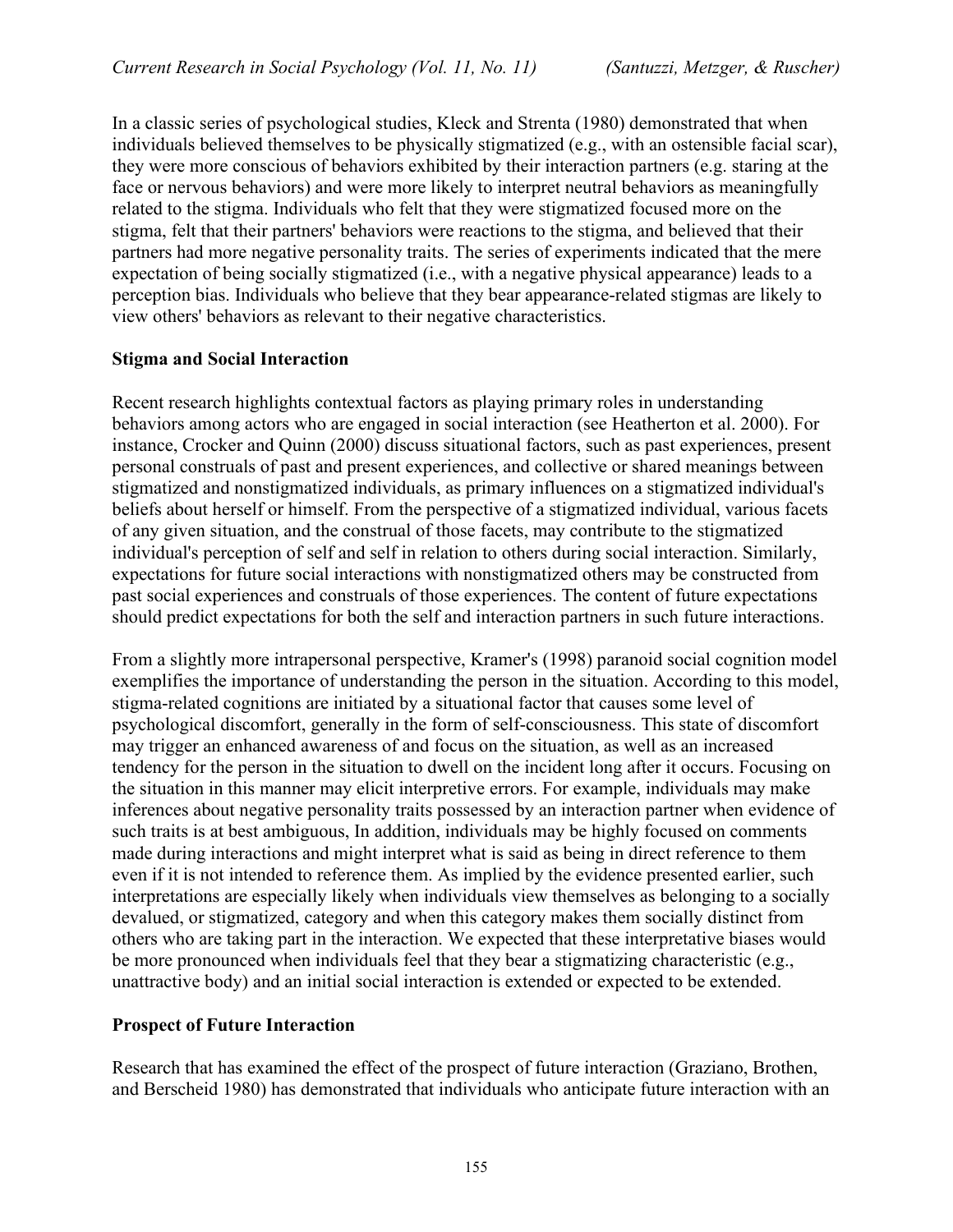In a classic series of psychological studies, Kleck and Strenta (1980) demonstrated that when individuals believed themselves to be physically stigmatized (e.g., with an ostensible facial scar), they were more conscious of behaviors exhibited by their interaction partners (e.g. staring at the face or nervous behaviors) and were more likely to interpret neutral behaviors as meaningfully related to the stigma. Individuals who felt that they were stigmatized focused more on the stigma, felt that their partners' behaviors were reactions to the stigma, and believed that their partners had more negative personality traits. The series of experiments indicated that the mere expectation of being socially stigmatized (i.e., with a negative physical appearance) leads to a perception bias. Individuals who believe that they bear appearance-related stigmas are likely to view others' behaviors as relevant to their negative characteristics.

**Stigma and Social Interaction**

Recent research highlights contextual factors as playing primary roles in understanding behaviors among actors who are engaged in social interaction (see Heatherton et al. 2000). For instance, Crocker and Quinn (2000) discuss situational factors, such as past experiences, present personal construals of past and present experiences, and collective or shared meanings between stigmatized and nonstigmatized individuals, as primary influences on a stigmatized individual's beliefs about herself or himself. From the perspective of a stigmatized individual, various facets of any given situation, and the construal of those facets, may contribute to the stigmatized individual's perception of self and self in relation to others during social interaction. Similarly, expectations for future social interactions with nonstigmatized others may be constructed from past social experiences and construals of those experiences. The content of future expectations should predict expectations for both the self and interaction partners in such future interactions.

From a slightly more intrapersonal perspective, Kramer's (1998) paranoid social cognition model exemplifies the importance of understanding the person in the situation. According to this model, stigma-related cognitions are initiated by a situational factor that causes some level of psychological discomfort, generally in the form of self-consciousness. This state of discomfort may trigger an enhanced awareness of and focus on the situation, as well as an increased tendency for the person in the situation to dwell on the incident long after it occurs. Focusing on the situation in this manner may elicit interpretive errors. For example, individuals may make inferences about negative personality traits possessed by an interaction partner when evidence of such traits is at best ambiguous, In addition, individuals may be highly focused on comments made during interactions and might interpret what is said as being in direct reference to them even if it is not intended to reference them. As implied by the evidence presented earlier, such interpretations are especially likely when individuals view themselves as belonging to a socially devalued, or stigmatized, category and when this category makes them socially distinct from others who are taking part in the interaction. We expected that these interpretative biases would be more pronounced when individuals feel that they bear a stigmatizing characteristic (e.g., unattractive body) and an initial social interaction is extended or expected to be extended.

**Prospect of Future Interaction**

Research that has examined the effect of the prospect of future interaction (Graziano, Brothen, and Berscheid 1980) has demonstrated that individuals who anticipate future interaction with an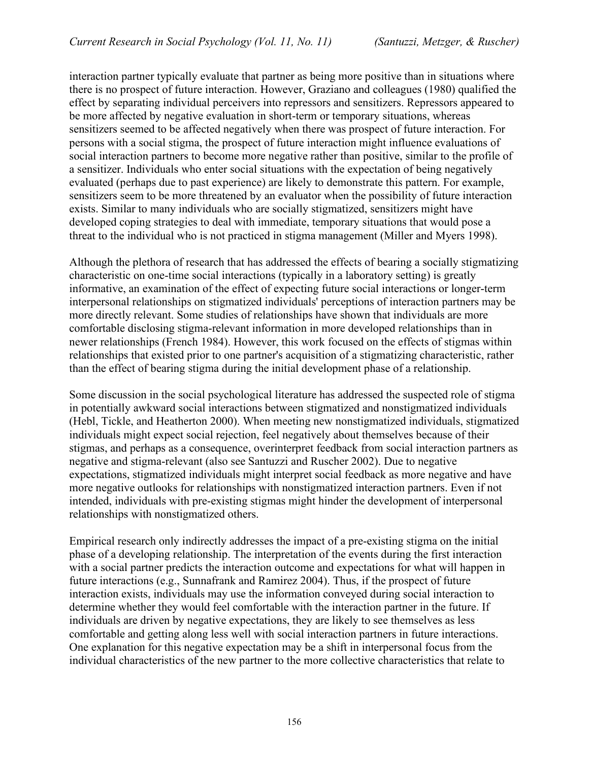interaction partner typically evaluate that partner as being more positive than in situations where there is no prospect of future interaction. However, Graziano and colleagues (1980) qualified the effect by separating individual perceivers into repressors and sensitizers. Repressors appeared to be more affected by negative evaluation in short-term or temporary situations, whereas sensitizers seemed to be affected negatively when there was prospect of future interaction. For persons with a social stigma, the prospect of future interaction might influence evaluations of social interaction partners to become more negative rather than positive, similar to the profile of a sensitizer. Individuals who enter social situations with the expectation of being negatively evaluated (perhaps due to past experience) are likely to demonstrate this pattern. For example, sensitizers seem to be more threatened by an evaluator when the possibility of future interaction exists. Similar to many individuals who are socially stigmatized, sensitizers might have developed coping strategies to deal with immediate, temporary situations that would pose a threat to the individual who is not practiced in stigma management (Miller and Myers 1998).

Although the plethora of research that has addressed the effects of bearing a socially stigmatizing characteristic on one-time social interactions (typically in a laboratory setting) is greatly informative, an examination of the effect of expecting future social interactions or longer-term interpersonal relationships on stigmatized individuals' perceptions of interaction partners may be more directly relevant. Some studies of relationships have shown that individuals are more comfortable disclosing stigma-relevant information in more developed relationships than in newer relationships (French 1984). However, this work focused on the effects of stigmas within relationships that existed prior to one partner's acquisition of a stigmatizing characteristic, rather than the effect of bearing stigma during the initial development phase of a relationship.

Some discussion in the social psychological literature has addressed the suspected role of stigma in potentially awkward social interactions between stigmatized and nonstigmatized individuals (Hebl, Tickle, and Heatherton 2000). When meeting new nonstigmatized individuals, stigmatized individuals might expect social rejection, feel negatively about themselves because of their stigmas, and perhaps as a consequence, overinterpret feedback from social interaction partners as negative and stigma-relevant (also see Santuzzi and Ruscher 2002). Due to negative expectations, stigmatized individuals might interpret social feedback as more negative and have more negative outlooks for relationships with nonstigmatized interaction partners. Even if not intended, individuals with pre-existing stigmas might hinder the development of interpersonal relationships with nonstigmatized others.

Empirical research only indirectly addresses the impact of a pre-existing stigma on the initial phase of a developing relationship. The interpretation of the events during the first interaction with a social partner predicts the interaction outcome and expectations for what will happen in future interactions (e.g., Sunnafrank and Ramirez 2004). Thus, if the prospect of future interaction exists, individuals may use the information conveyed during social interaction to determine whether they would feel comfortable with the interaction partner in the future. If individuals are driven by negative expectations, they are likely to see themselves as less comfortable and getting along less well with social interaction partners in future interactions. One explanation for this negative expectation may be a shift in interpersonal focus from the individual characteristics of the new partner to the more collective characteristics that relate to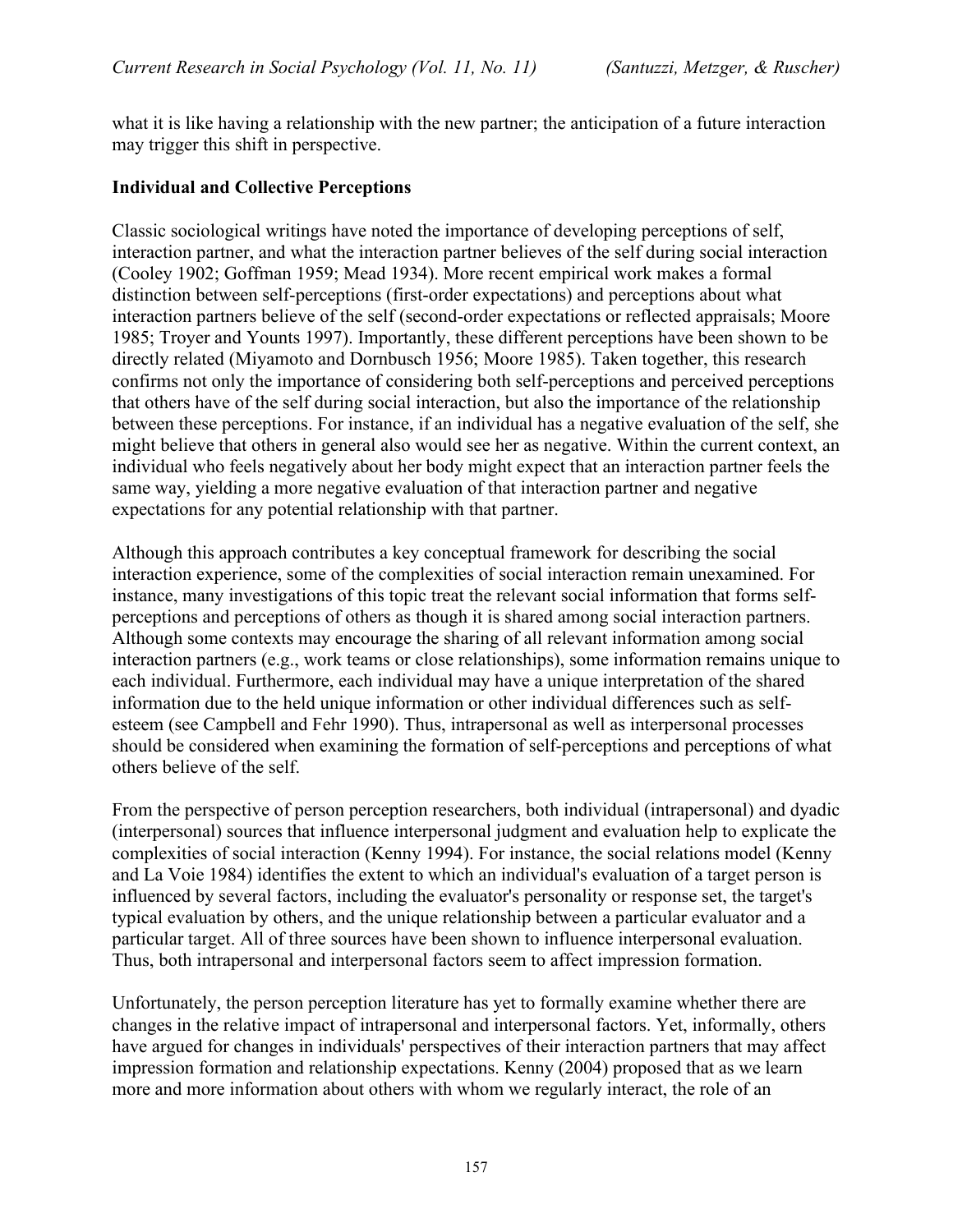what it is like having a relationship with the new partner; the anticipation of a future interaction may trigger this shift in perspective.

### Individual and Collective Perceptions

Classic sociological writings have noted the importance of developing perceptions of self, interaction partner, and what the interaction partner believes of the self during social interaction (Cooley 1902; Goffman 1959; Mead 1934). More recent empirical work makes a formal distinction between self-perceptions (first-order expectations) and perceptions about what interaction partners believe of the self (second-order expectations or reflected appraisals; Moore 1985; Troyer and Younts 1997). Importantly, these different perceptions have been shown to be directly related (Miyamoto and Dornbusch 1956; Moore 1985). Taken together, this research confirms not only the importance of considering both self-perceptions and perceived perceptions that others have of the self during social interaction, but also the importance of the relationship between these perceptions. For instance, if an individual has a negative evaluation of the self, she might believe that others in general also would see her as negative. Within the current context, an individual who feels negatively about her body might expect that an interaction partner feels the same way, yielding a more negative evaluation of that interaction partner and negative expectations for any potential relationship with that partner.

Although this approach contributes a key conceptual framework for describing the social interaction experience, some of the complexities of social interaction remain unexamined. For instance, many investigations of this topic treat the relevant social information that forms self-perceptions and perceptions of others as though it is shared among social interaction partners. Although some contexts may encourage the sharing of all relevant information among social interaction partners (e.g., work teams or close relationships), some information remains unique to each individual. Furthermore, each individual may have a unique interpretation of the shared information due to the held unique information or other individual differences such as self-esteem (see Campbell and Fehr 1990). Thus, intrapersonal as well as interpersonal processes should be considered when examining the formation of self-perceptions and perceptions of what others believe of the self.

From the perspective of person perception researchers, both individual (intrapersonal) and dyadic (interpersonal) sources that influence interpersonal judgment and evaluation help to explicate the complexities of social interaction (Kenny 1994). For instance, the social relations model (Kenny and La Voie 1984) identifies the extent to which an individual's evaluation of a target person is influenced by several factors, including the evaluator's personality or response set, the target's typical evaluation by others, and the unique relationship between a particular evaluator and a particular target. All of three sources have been shown to influence interpersonal evaluation. Thus, both intrapersonal and interpersonal factors seem to affect impression formation.

Unfortunately, the person perception literature has yet to formally examine whether there are changes in the relative impact of intrapersonal and interpersonal factors. Yet, informally, others have argued for changes in individuals' perspectives of their interaction partners that may affect impression formation and relationship expectations. Kenny (2004) proposed that as we learn more and more information about others with whom we regularly interact, the role of an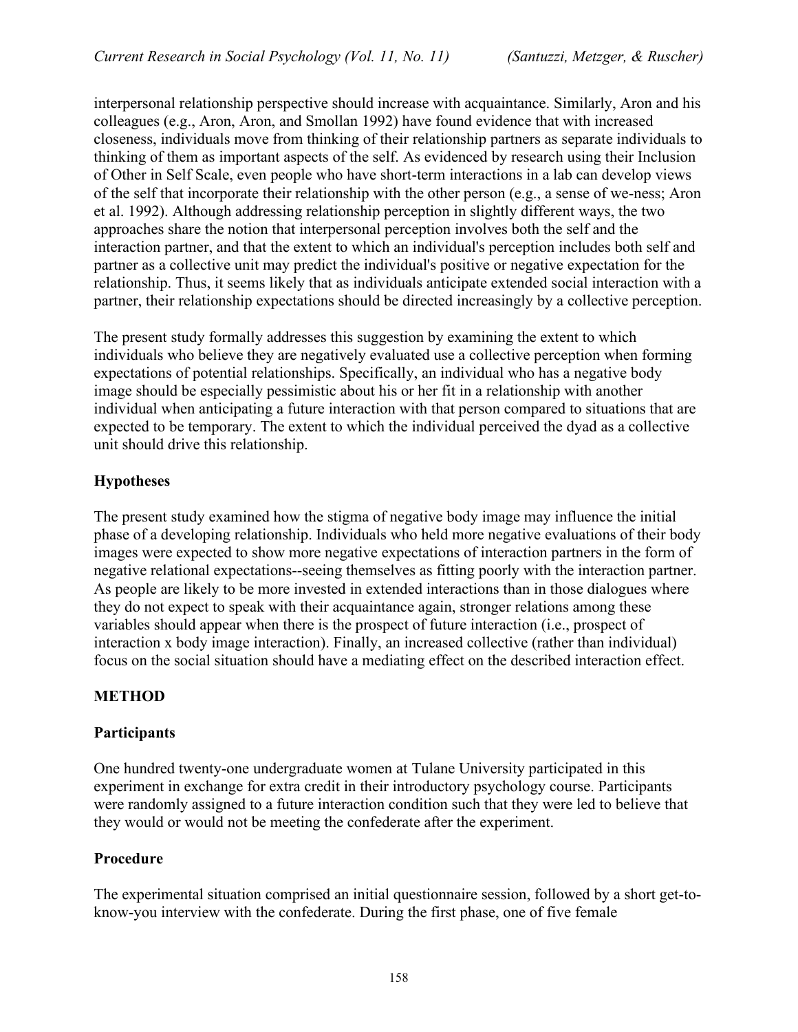interpersonal relationship perspective should increase with acquaintance. Similarly, Aron and his colleagues (e.g., Aron, Aron, and Smollan 1992) have found evidence that with increased closeness, individuals move from thinking of their relationship partners as separate individuals to thinking of them as important aspects of the self. As evidenced by research using their Inclusion of Other in Self Scale, even people who have short-term interactions in a lab can develop views of the self that incorporate their relationship with the other person (e.g., a sense of we-ness; Aron et al. 1992). Although addressing relationship perception in slightly different ways, the two approaches share the notion that interpersonal perception involves both the self and the interaction partner, and that the extent to which an individual's perception includes both self and partner as a collective unit may predict the individual's positive or negative expectation for the relationship. Thus, it seems likely that as individuals anticipate extended social interaction with a partner, their relationship expectations should be directed increasingly by a collective perception.

The present study formally addresses this suggestion by examining the extent to which individuals who believe they are negatively evaluated use a collective perception when forming expectations of potential relationships. Specifically, an individual who has a negative body image should be especially pessimistic about his or her fit in a relationship with another individual when anticipating a future interaction with that person compared to situations that are expected to be temporary. The extent to which the individual perceived the dyad as a collective unit should drive this relationship.

## Hypotheses

The present study examined how the stigma of negative body image may influence the initial phase of a developing relationship. Individuals who held more negative evaluations of their body images were expected to show more negative expectations of interaction partners in the form of negative relational expectations--seeing themselves as fitting poorly with the interaction partner. As people are likely to be more invested in extended interactions than in those dialogues where they do not expect to speak with their acquaintance again, stronger relations among these variables should appear when there is the prospect of future interaction (i.e., prospect of interaction x body image interaction). Finally, an increased collective (rather than individual) focus on the social situation should have a mediating effect on the described interaction effect.

# METHOD

## Participants

One hundred twenty-one undergraduate women at Tulane University participated in this experiment in exchange for extra credit in their introductory psychology course. Participants were randomly assigned to a future interaction condition such that they were led to believe that they would or would not be meeting the confederate after the experiment.

## Procedure

The experimental situation comprised an initial questionnaire session, followed by a short get-to-know-you interview with the confederate. During the first phase, one of five female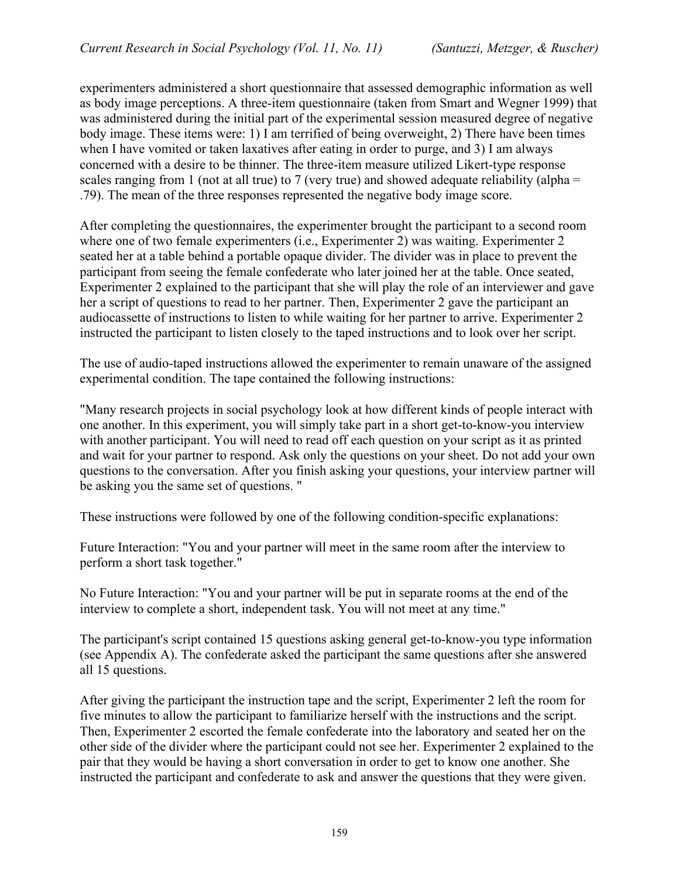experimenters administered a short questionnaire that assessed demographic information as well as body image perceptions. A three-item questionnaire (taken from Smart and Wegner 1999) that was administered during the initial part of the experimental session measured degree of negative body image. These items were: 1) I am terrified of being overweight, 2) There have been times when I have vomited or taken laxatives after eating in order to purge, and 3) I am always concerned with a desire to be thinner. The three-item measure utilized Likert-type response scales ranging from 1 (not at all true) to 7 (very true) and showed adequate reliability (alpha = .79). The mean of the three responses represented the negative body image score.

After completing the questionnaires, the experimenter brought the participant to a second room where one of two female experimenters (i.e., Experimenter 2) was waiting. Experimenter 2 seated her at a table behind a portable opaque divider. The divider was in place to prevent the participant from seeing the female confederate who later joined her at the table. Once seated, Experimenter 2 explained to the participant that she will play the role of an interviewer and gave her a script of questions to read to her partner. Then, Experimenter 2 gave the participant an audiocassette of instructions to listen to while waiting for her partner to arrive. Experimenter 2 instructed the participant to listen closely to the taped instructions and to look over her script.

The use of audio-taped instructions allowed the experimenter to remain unaware of the assigned experimental condition. The tape contained the following instructions:

"Many research projects in social psychology look at how different kinds of people interact with one another. In this experiment, you will simply take part in a short get-to-know-you interview with another participant. You will need to read off each question on your script as it as printed and wait for your partner to respond. Ask only the questions on your sheet. Do not add your own questions to the conversation. After you finish asking your questions, your interview partner will be asking you the same set of questions. "

These instructions were followed by one of the following condition-specific explanations:

Future Interaction: "You and your partner will meet in the same room after the interview to perform a short task together."

No Future Interaction: "You and your partner will be put in separate rooms at the end of the interview to complete a short, independent task. You will not meet at any time."

The participant's script contained 15 questions asking general get-to-know-you type information (see Appendix A). The confederate asked the participant the same questions after she answered all 15 questions.

After giving the participant the instruction tape and the script, Experimenter 2 left the room for five minutes to allow the participant to familiarize herself with the instructions and the script. Then, Experimenter 2 escorted the female confederate into the laboratory and seated her on the other side of the divider where the participant could not see her. Experimenter 2 explained to the pair that they would be having a short conversation in order to get to know one another. She instructed the participant and confederate to ask and answer the questions that they were given.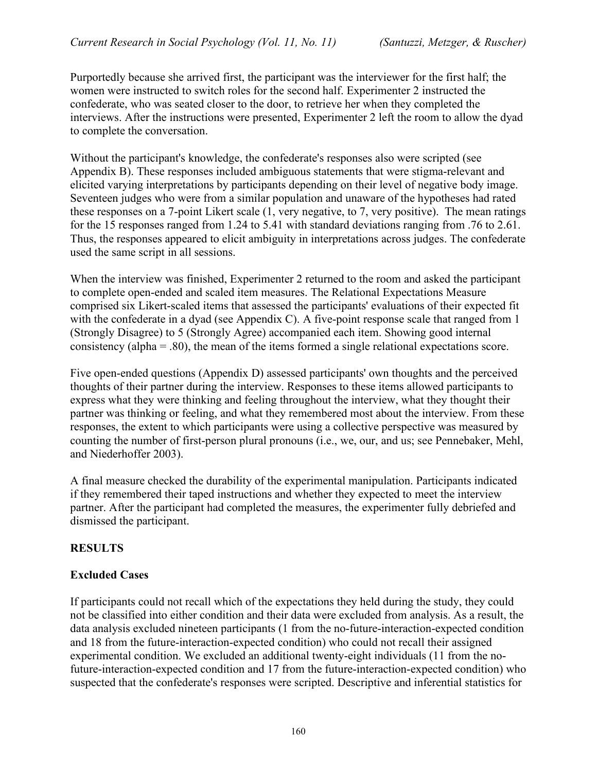Purportedly because she arrived first, the participant was the interviewer for the first half; the women were instructed to switch roles for the second half. Experimenter 2 instructed the confederate, who was seated closer to the door, to retrieve her when they completed the interviews. After the instructions were presented, Experimenter 2 left the room to allow the dyad to complete the conversation.

Without the participant's knowledge, the confederate's responses also were scripted (see Appendix B). These responses included ambiguous statements that were stigma-relevant and elicited varying interpretations by participants depending on their level of negative body image. Seventeen judges who were from a similar population and unaware of the hypotheses had rated these responses on a 7-point Likert scale (1, very negative, to 7, very positive). The mean ratings for the 15 responses ranged from 1.24 to 5.41 with standard deviations ranging from .76 to 2.61. Thus, the responses appeared to elicit ambiguity in interpretations across judges. The confederate used the same script in all sessions.

When the interview was finished, Experimenter 2 returned to the room and asked the participant to complete open-ended and scaled item measures. The Relational Expectations Measure comprised six Likert-scaled items that assessed the participants' evaluations of their expected fit with the confederate in a dyad (see Appendix C). A five-point response scale that ranged from 1 (Strongly Disagree) to 5 (Strongly Agree) accompanied each item. Showing good internal consistency (alpha = .80), the mean of the items formed a single relational expectations score.

Five open-ended questions (Appendix D) assessed participants' own thoughts and the perceived thoughts of their partner during the interview. Responses to these items allowed participants to express what they were thinking and feeling throughout the interview, what they thought their partner was thinking or feeling, and what they remembered most about the interview. From these responses, the extent to which participants were using a collective perspective was measured by counting the number of first-person plural pronouns (i.e., we, our, and us; see Pennebaker, Mehl, and Niederhoffer 2003).

A final measure checked the durability of the experimental manipulation. Participants indicated if they remembered their taped instructions and whether they expected to meet the interview partner. After the participant had completed the measures, the experimenter fully debriefed and dismissed the participant.

## RESULTS

### Excluded Cases

If participants could not recall which of the expectations they held during the study, they could not be classified into either condition and their data were excluded from analysis. As a result, the data analysis excluded nineteen participants (1 from the no-future-interaction-expected condition and 18 from the future-interaction-expected condition) who could not recall their assigned experimental condition. We excluded an additional twenty-eight individuals (11 from the no-future-interaction-expected condition and 17 from the future-interaction-expected condition) who suspected that the confederate's responses were scripted. Descriptive and inferential statistics for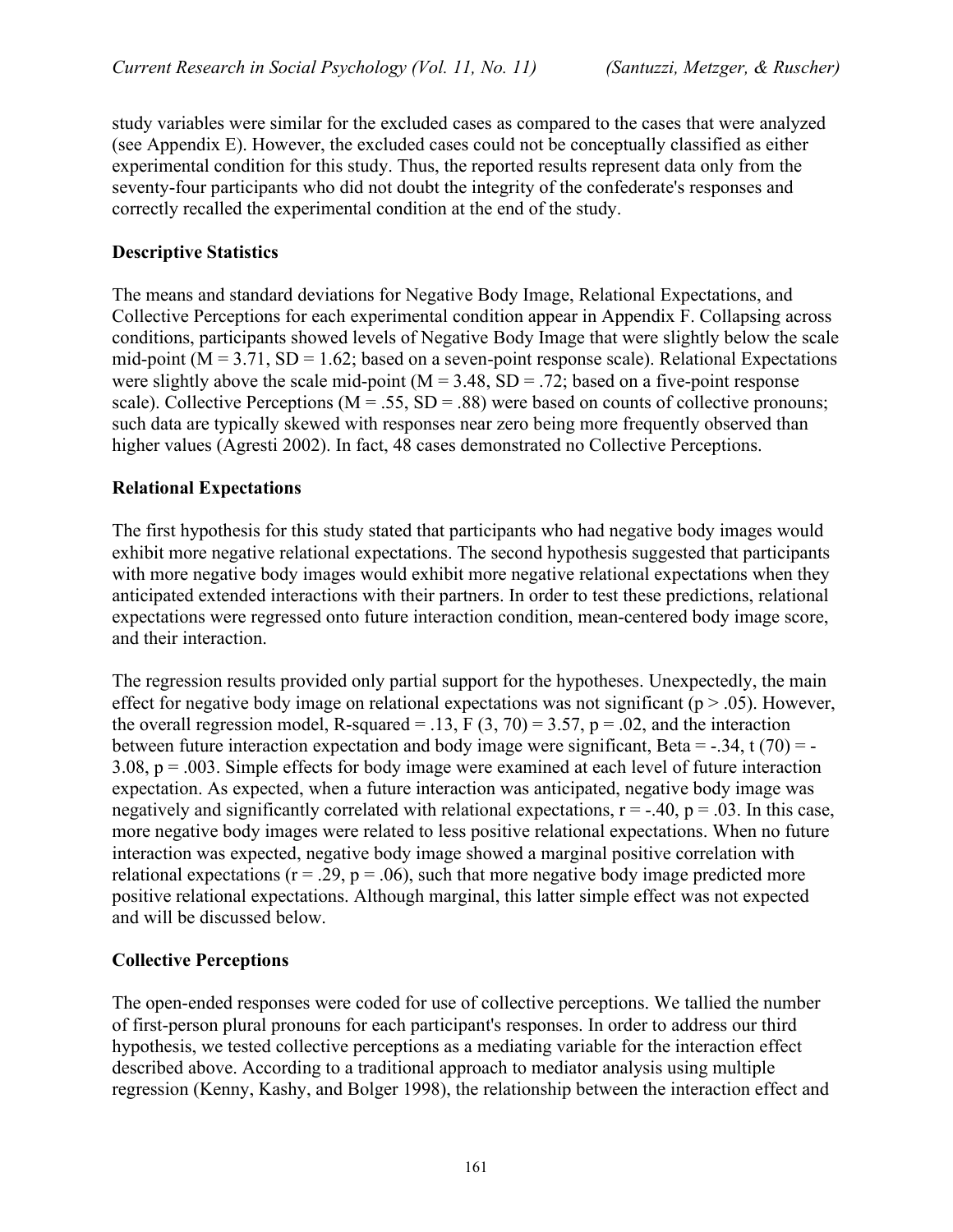study variables were similar for the excluded cases as compared to the cases that were analyzed (see Appendix E). However, the excluded cases could not be conceptually classified as either experimental condition for this study. Thus, the reported results represent data only from the seventy-four participants who did not doubt the integrity of the confederate's responses and correctly recalled the experimental condition at the end of the study.

### Descriptive Statistics

The means and standard deviations for Negative Body Image, Relational Expectations, and Collective Perceptions for each experimental condition appear in Appendix F. Collapsing across conditions, participants showed levels of Negative Body Image that were slightly below the scale mid-point ($M = 3.71$, $SD = 1.62$; based on a seven-point response scale). Relational Expectations were slightly above the scale mid-point ($M = 3.48$, $SD = .72$; based on a five-point response scale). Collective Perceptions ($M = .55$, $SD = .88$) were based on counts of collective pronouns; such data are typically skewed with responses near zero being more frequently observed than higher values (Agresti 2002). In fact, 48 cases demonstrated no Collective Perceptions.

### Relational Expectations

The first hypothesis for this study stated that participants who had negative body images would exhibit more negative relational expectations. The second hypothesis suggested that participants with more negative body images would exhibit more negative relational expectations when they anticipated extended interactions with their partners. In order to test these predictions, relational expectations were regressed onto future interaction condition, mean-centered body image score, and their interaction.

The regression results provided only partial support for the hypotheses. Unexpectedly, the main effect for negative body image on relational expectations was not significant ($p > .05$). However, the overall regression model, R-squared = .13, $F(3, 70) = 3.57$, $p = .02$, and the interaction between future interaction expectation and body image were significant, Beta = -.34, $t(70) = -3.08$, $p = .003$. Simple effects for body image were examined at each level of future interaction expectation. As expected, when a future interaction was anticipated, negative body image was negatively and significantly correlated with relational expectations, $r = -.40$, $p = .03$. In this case, more negative body images were related to less positive relational expectations. When no future interaction was expected, negative body image showed a marginal positive correlation with relational expectations ($r = .29$, $p = .06$), such that more negative body image predicted more positive relational expectations. Although marginal, this latter simple effect was not expected and will be discussed below.

### Collective Perceptions

The open-ended responses were coded for use of collective perceptions. We tallied the number of first-person plural pronouns for each participant's responses. In order to address our third hypothesis, we tested collective perceptions as a mediating variable for the interaction effect described above. According to a traditional approach to mediator analysis using multiple regression (Kenny, Kashy, and Bolger 1998), the relationship between the interaction effect and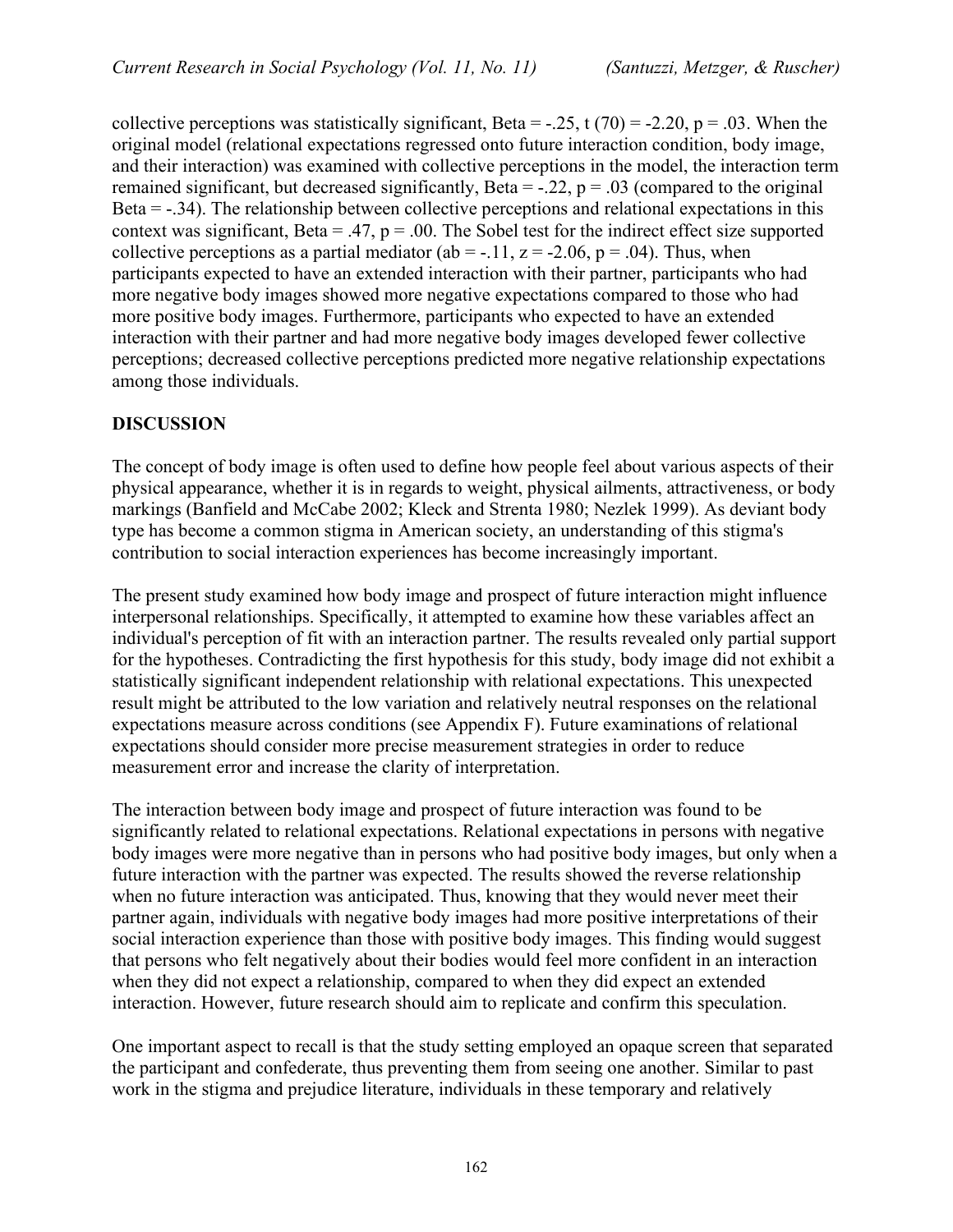collective perceptions was statistically significant, Beta = -.25, $t(70) = -2.20$, $p = .03$. When the original model (relational expectations regressed onto future interaction condition, body image, and their interaction) was examined with collective perceptions in the model, the interaction term remained significant, but decreased significantly, Beta = -.22, $p = .03$ (compared to the original Beta = -.34). The relationship between collective perceptions and relational expectations in this context was significant, Beta = .47, $p = .00$. The Sobel test for the indirect effect size supported collective perceptions as a partial mediator ($ab = -.11$, $z = -2.06$, $p = .04$). Thus, when participants expected to have an extended interaction with their partner, participants who had more negative body images showed more negative expectations compared to those who had more positive body images. Furthermore, participants who expected to have an extended interaction with their partner and had more negative body images developed fewer collective perceptions; decreased collective perceptions predicted more negative relationship expectations among those individuals.

## DISCUSSION

The concept of body image is often used to define how people feel about various aspects of their physical appearance, whether it is in regards to weight, physical ailments, attractiveness, or body markings (Banfield and McCabe 2002; Kleck and Strenta 1980; Nezlek 1999). As deviant body type has become a common stigma in American society, an understanding of this stigma's contribution to social interaction experiences has become increasingly important.

The present study examined how body image and prospect of future interaction might influence interpersonal relationships. Specifically, it attempted to examine how these variables affect an individual's perception of fit with an interaction partner. The results revealed only partial support for the hypotheses. Contradicting the first hypothesis for this study, body image did not exhibit a statistically significant independent relationship with relational expectations. This unexpected result might be attributed to the low variation and relatively neutral responses on the relational expectations measure across conditions (see Appendix F). Future examinations of relational expectations should consider more precise measurement strategies in order to reduce measurement error and increase the clarity of interpretation.

The interaction between body image and prospect of future interaction was found to be significantly related to relational expectations. Relational expectations in persons with negative body images were more negative than in persons who had positive body images, but only when a future interaction with the partner was expected. The results showed the reverse relationship when no future interaction was anticipated. Thus, knowing that they would never meet their partner again, individuals with negative body images had more positive interpretations of their social interaction experience than those with positive body images. This finding would suggest that persons who felt negatively about their bodies would feel more confident in an interaction when they did not expect a relationship, compared to when they did expect an extended interaction. However, future research should aim to replicate and confirm this speculation.

One important aspect to recall is that the study setting employed an opaque screen that separated the participant and confederate, thus preventing them from seeing one another. Similar to past work in the stigma and prejudice literature, individuals in these temporary and relatively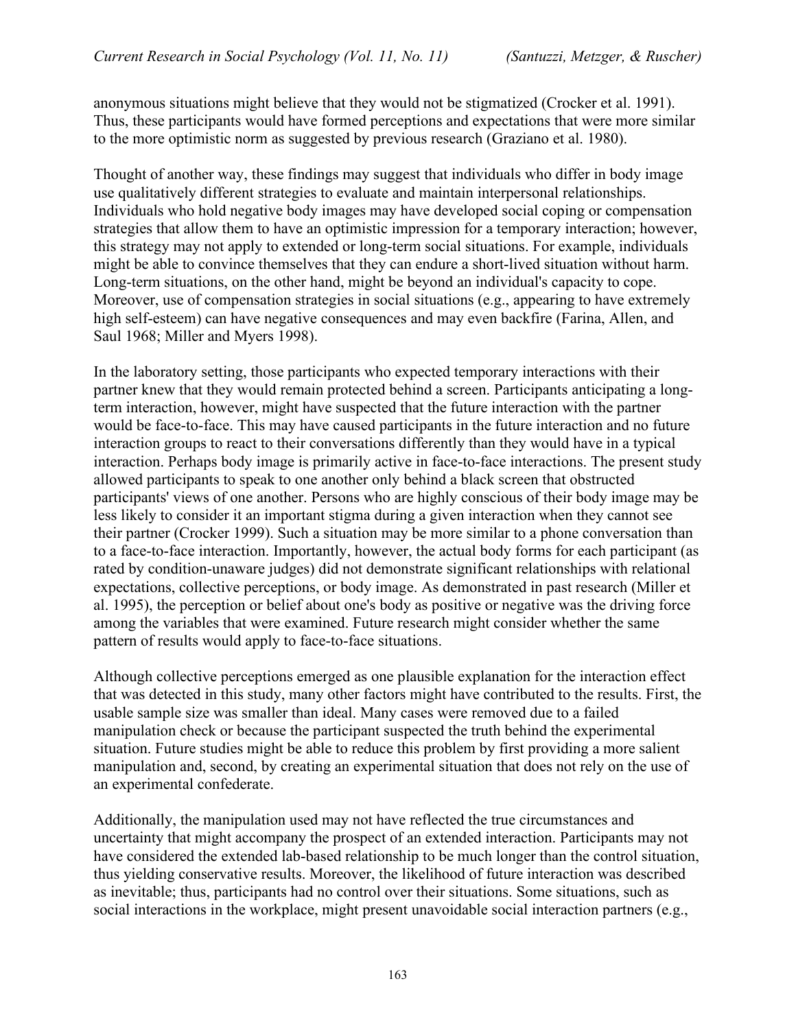anonymous situations might believe that they would not be stigmatized (Crocker et al. 1991). Thus, these participants would have formed perceptions and expectations that were more similar to the more optimistic norm as suggested by previous research (Graziano et al. 1980).

Thought of another way, these findings may suggest that individuals who differ in body image use qualitatively different strategies to evaluate and maintain interpersonal relationships. Individuals who hold negative body images may have developed social coping or compensation strategies that allow them to have an optimistic impression for a temporary interaction; however, this strategy may not apply to extended or long-term social situations. For example, individuals might be able to convince themselves that they can endure a short-lived situation without harm. Long-term situations, on the other hand, might be beyond an individual's capacity to cope. Moreover, use of compensation strategies in social situations (e.g., appearing to have extremely high self-esteem) can have negative consequences and may even backfire (Farina, Allen, and Saul 1968; Miller and Myers 1998).

In the laboratory setting, those participants who expected temporary interactions with their partner knew that they would remain protected behind a screen. Participants anticipating a long-term interaction, however, might have suspected that the future interaction with the partner would be face-to-face. This may have caused participants in the future interaction and no future interaction groups to react to their conversations differently than they would have in a typical interaction. Perhaps body image is primarily active in face-to-face interactions. The present study allowed participants to speak to one another only behind a black screen that obstructed participants' views of one another. Persons who are highly conscious of their body image may be less likely to consider it an important stigma during a given interaction when they cannot see their partner (Crocker 1999). Such a situation may be more similar to a phone conversation than to a face-to-face interaction. Importantly, however, the actual body forms for each participant (as rated by condition-unaware judges) did not demonstrate significant relationships with relational expectations, collective perceptions, or body image. As demonstrated in past research (Miller et al. 1995), the perception or belief about one's body as positive or negative was the driving force among the variables that were examined. Future research might consider whether the same pattern of results would apply to face-to-face situations.

Although collective perceptions emerged as one plausible explanation for the interaction effect that was detected in this study, many other factors might have contributed to the results. First, the usable sample size was smaller than ideal. Many cases were removed due to a failed manipulation check or because the participant suspected the truth behind the experimental situation. Future studies might be able to reduce this problem by first providing a more salient manipulation and, second, by creating an experimental situation that does not rely on the use of an experimental confederate.

Additionally, the manipulation used may not have reflected the true circumstances and uncertainty that might accompany the prospect of an extended interaction. Participants may not have considered the extended lab-based relationship to be much longer than the control situation, thus yielding conservative results. Moreover, the likelihood of future interaction was described as inevitable; thus, participants had no control over their situations. Some situations, such as social interactions in the workplace, might present unavoidable social interaction partners (e.g.,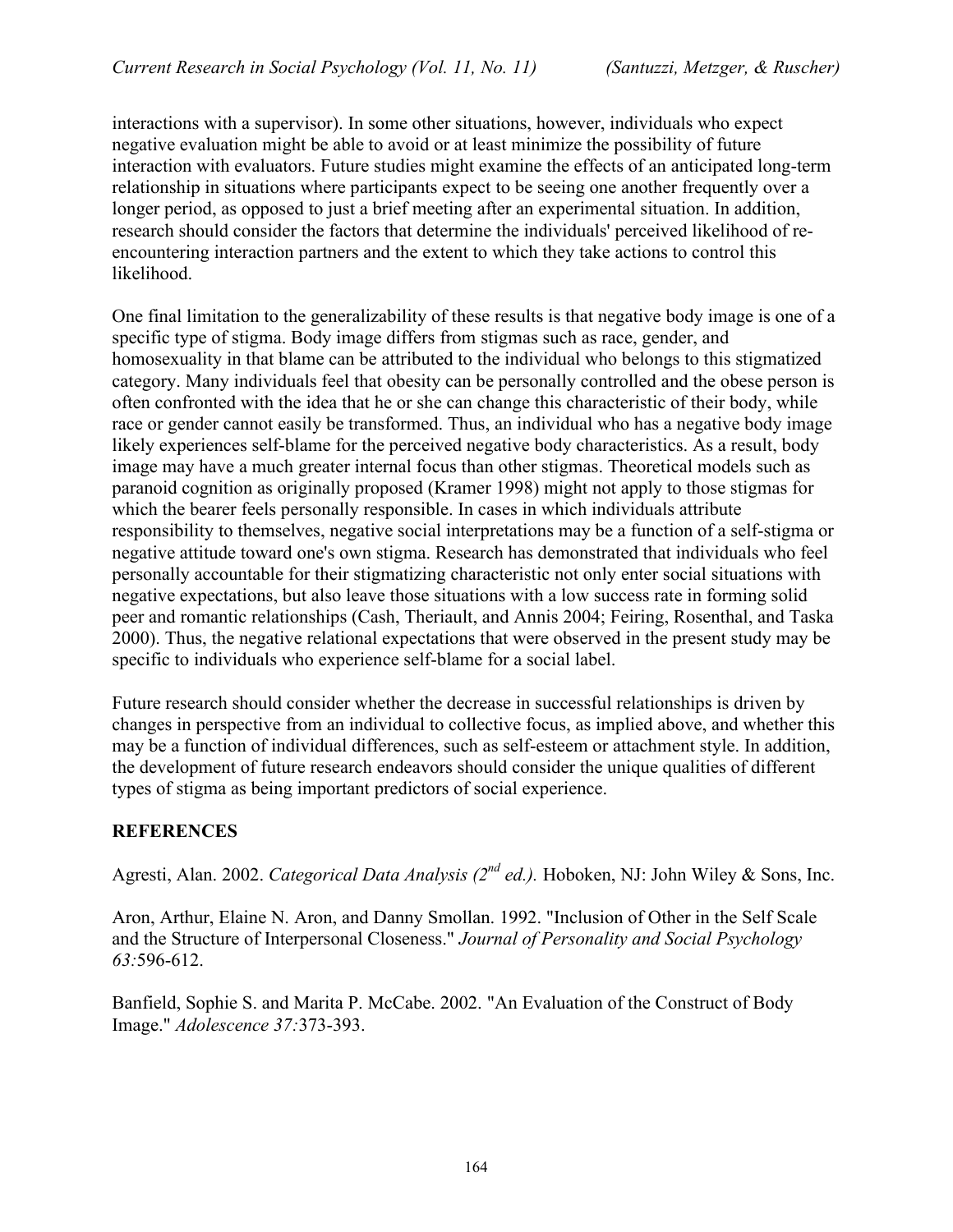interactions with a supervisor). In some other situations, however, individuals who expect negative evaluation might be able to avoid or at least minimize the possibility of future interaction with evaluators. Future studies might examine the effects of an anticipated long-term relationship in situations where participants expect to be seeing one another frequently over a longer period, as opposed to just a brief meeting after an experimental situation. In addition, research should consider the factors that determine the individuals' perceived likelihood of re-encountering interaction partners and the extent to which they take actions to control this likelihood.

One final limitation to the generalizability of these results is that negative body image is one of a specific type of stigma. Body image differs from stigmas such as race, gender, and homosexuality in that blame can be attributed to the individual who belongs to this stigmatized category. Many individuals feel that obesity can be personally controlled and the obese person is often confronted with the idea that he or she can change this characteristic of their body, while race or gender cannot easily be transformed. Thus, an individual who has a negative body image likely experiences self-blame for the perceived negative body characteristics. As a result, body image may have a much greater internal focus than other stigmas. Theoretical models such as paranoid cognition as originally proposed (Kramer 1998) might not apply to those stigmas for which the bearer feels personally responsible. In cases in which individuals attribute responsibility to themselves, negative social interpretations may be a function of a self-stigma or negative attitude toward one's own stigma. Research has demonstrated that individuals who feel personally accountable for their stigmatizing characteristic not only enter social situations with negative expectations, but also leave those situations with a low success rate in forming solid peer and romantic relationships (Cash, Theriault, and Annis 2004; Feiring, Rosenthal, and Taska 2000). Thus, the negative relational expectations that were observed in the present study may be specific to individuals who experience self-blame for a social label.

Future research should consider whether the decrease in successful relationships is driven by changes in perspective from an individual to collective focus, as implied above, and whether this may be a function of individual differences, such as self-esteem or attachment style. In addition, the development of future research endeavors should consider the unique qualities of different types of stigma as being important predictors of social experience.

## REFERENCES

Agresti, Alan. 2002. *Categorical Data Analysis (2nd ed.).* Hoboken, NJ: John Wiley & Sons, Inc.

Aron, Arthur, Elaine N. Aron, and Danny Smollan. 1992. "Inclusion of Other in the Self Scale and the Structure of Interpersonal Closeness." *Journal of Personality and Social Psychology 63:*596-612.

Banfield, Sophie S. and Marita P. McCabe. 2002. "An Evaluation of the Construct of Body Image." *Adolescence 37:*373-393.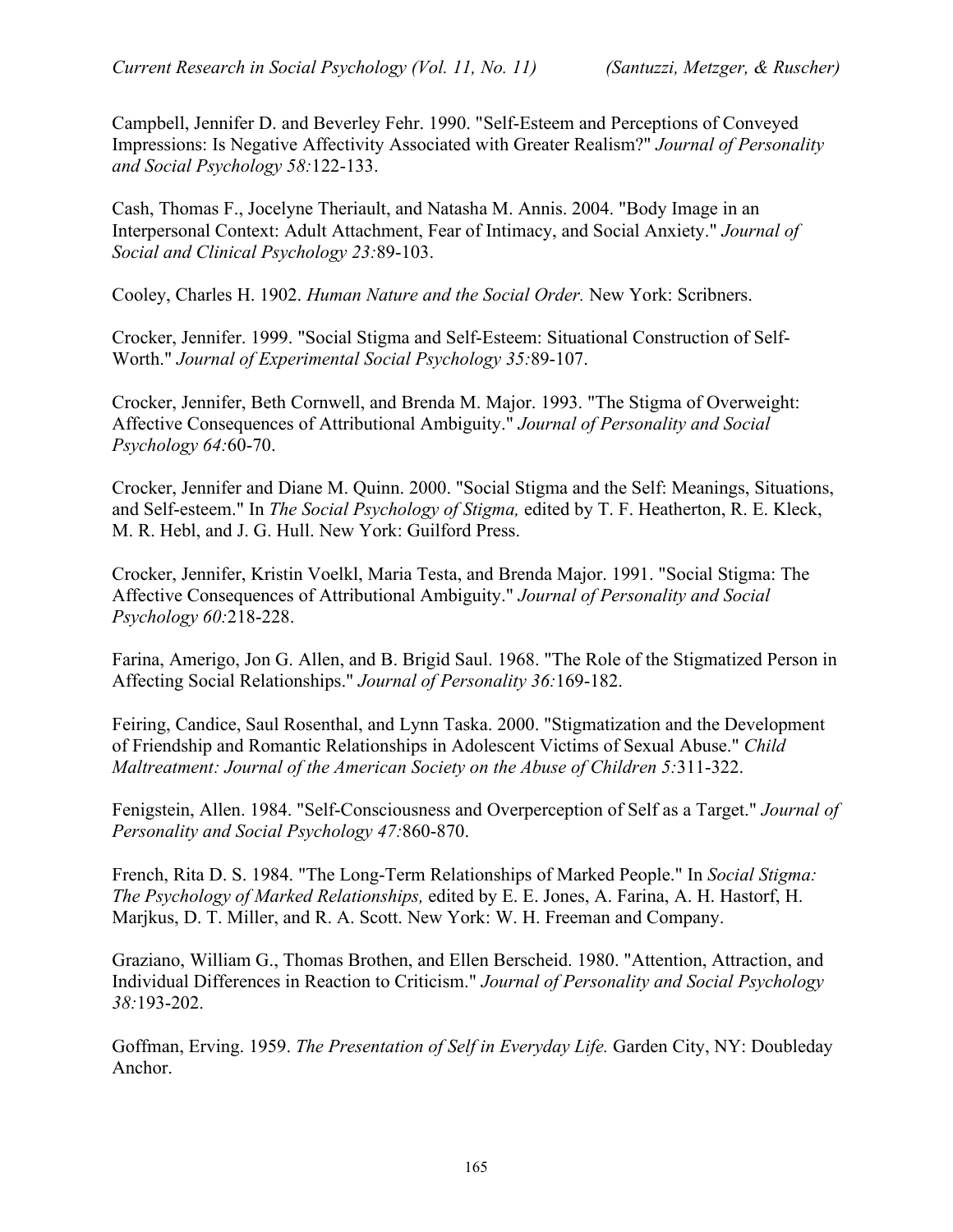Campbell, Jennifer D. and Beverley Fehr. 1990. "Self-Esteem and Perceptions of Conveyed Impressions: Is Negative Affectivity Associated with Greater Realism?" *Journal of Personality and Social Psychology 58:*122-133.

Cash, Thomas F., Jocelyne Theriault, and Natasha M. Annis. 2004. "Body Image in an Interpersonal Context: Adult Attachment, Fear of Intimacy, and Social Anxiety." *Journal of Social and Clinical Psychology 23:*89-103.

Cooley, Charles H. 1902. *Human Nature and the Social Order.* New York: Scribners.

Crocker, Jennifer. 1999. "Social Stigma and Self-Esteem: Situational Construction of Self-Worth." *Journal of Experimental Social Psychology 35:*89-107.

Crocker, Jennifer, Beth Cornwell, and Brenda M. Major. 1993. "The Stigma of Overweight: Affective Consequences of Attributional Ambiguity." *Journal of Personality and Social Psychology 64:*60-70.

Crocker, Jennifer and Diane M. Quinn. 2000. "Social Stigma and the Self: Meanings, Situations, and Self-esteem." In *The Social Psychology of Stigma,* edited by T. F. Heatherton, R. E. Kleck, M. R. Hebl, and J. G. Hull. New York: Guilford Press.

Crocker, Jennifer, Kristin Voelkl, Maria Testa, and Brenda Major. 1991. "Social Stigma: The Affective Consequences of Attributional Ambiguity." *Journal of Personality and Social Psychology 60:*218-228.

Farina, Amerigo, Jon G. Allen, and B. Brigid Saul. 1968. "The Role of the Stigmatized Person in Affecting Social Relationships." *Journal of Personality 36:*169-182.

Feiring, Candice, Saul Rosenthal, and Lynn Taska. 2000. "Stigmatization and the Development of Friendship and Romantic Relationships in Adolescent Victims of Sexual Abuse." *Child Maltreatment: Journal of the American Society on the Abuse of Children 5:*311-322.

Fenigstein, Allen. 1984. "Self-Consciousness and Overperception of Self as a Target." *Journal of Personality and Social Psychology 47:*860-870.

French, Rita D. S. 1984. "The Long-Term Relationships of Marked People." In *Social Stigma: The Psychology of Marked Relationships,* edited by E. E. Jones, A. Farina, A. H. Hastorf, H. Marjkus, D. T. Miller, and R. A. Scott. New York: W. H. Freeman and Company.

Graziano, William G., Thomas Brothen, and Ellen Berscheid. 1980. "Attention, Attraction, and Individual Differences in Reaction to Criticism." *Journal of Personality and Social Psychology 38:*193-202.

Goffman, Erving. 1959. *The Presentation of Self in Everyday Life.* Garden City, NY: Doubleday Anchor.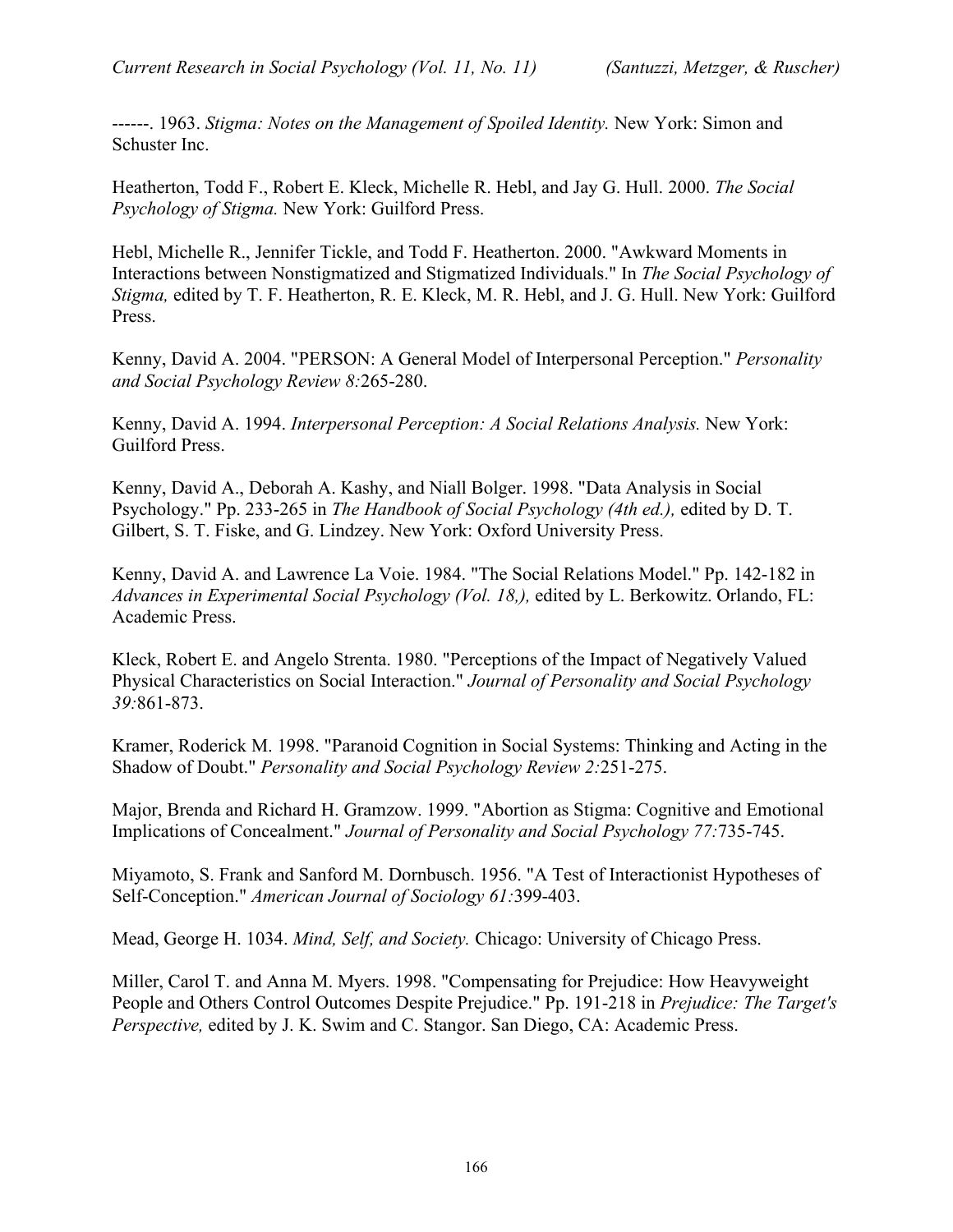------. 1963. *Stigma: Notes on the Management of Spoiled Identity.* New York: Simon and Schuster Inc.

Heatherton, Todd F., Robert E. Kleck, Michelle R. Hebl, and Jay G. Hull. 2000. *The Social Psychology of Stigma.* New York: Guilford Press.

Hebl, Michelle R., Jennifer Tickle, and Todd F. Heatherton. 2000. "Awkward Moments in Interactions between Nonstigmatized and Stigmatized Individuals." In *The Social Psychology of Stigma,* edited by T. F. Heatherton, R. E. Kleck, M. R. Hebl, and J. G. Hull. New York: Guilford Press.

Kenny, David A. 2004. "PERSON: A General Model of Interpersonal Perception." *Personality and Social Psychology Review 8:*265-280.

Kenny, David A. 1994. *Interpersonal Perception: A Social Relations Analysis.* New York: Guilford Press.

Kenny, David A., Deborah A. Kashy, and Niall Bolger. 1998. "Data Analysis in Social Psychology." Pp. 233-265 in *The Handbook of Social Psychology (4th ed.),* edited by D. T. Gilbert, S. T. Fiske, and G. Lindzey. New York: Oxford University Press.

Kenny, David A. and Lawrence La Voie. 1984. "The Social Relations Model." Pp. 142-182 in *Advances in Experimental Social Psychology (Vol. 18,),* edited by L. Berkowitz. Orlando, FL: Academic Press.

Kleck, Robert E. and Angelo Strenta. 1980. "Perceptions of the Impact of Negatively Valued Physical Characteristics on Social Interaction." *Journal of Personality and Social Psychology 39:*861-873.

Kramer, Roderick M. 1998. "Paranoid Cognition in Social Systems: Thinking and Acting in the Shadow of Doubt." *Personality and Social Psychology Review 2:*251-275.

Major, Brenda and Richard H. Gramzow. 1999. "Abortion as Stigma: Cognitive and Emotional Implications of Concealment." *Journal of Personality and Social Psychology 77:*735-745.

Miyamoto, S. Frank and Sanford M. Dornbusch. 1956. "A Test of Interactionist Hypotheses of Self-Conception." *American Journal of Sociology 61:*399-403.

Mead, George H. 1034. *Mind, Self, and Society.* Chicago: University of Chicago Press.

Miller, Carol T. and Anna M. Myers. 1998. "Compensating for Prejudice: How Heavyweight People and Others Control Outcomes Despite Prejudice." Pp. 191-218 in *Prejudice: The Target's Perspective,* edited by J. K. Swim and C. Stangor. San Diego, CA: Academic Press.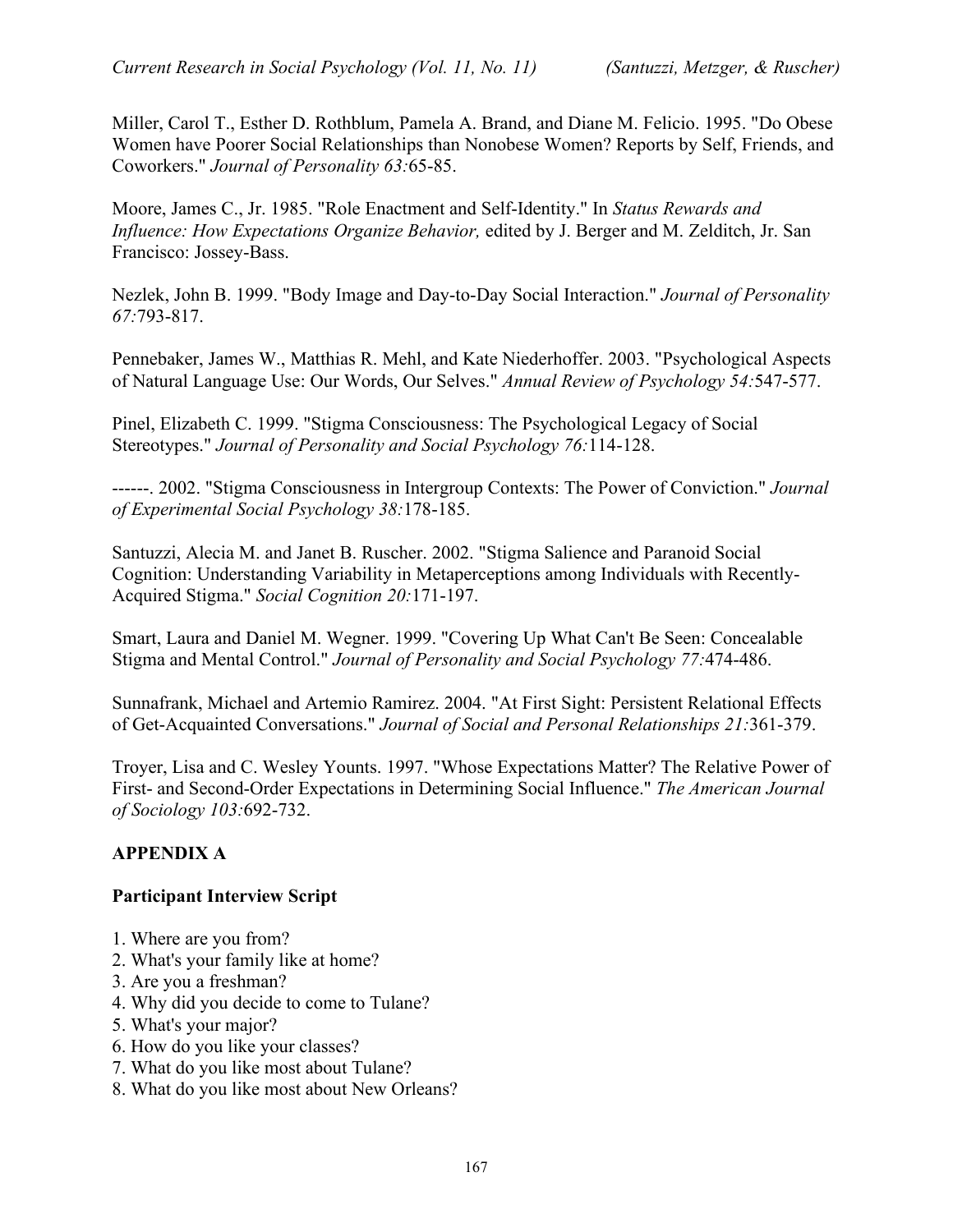Miller, Carol T., Esther D. Rothblum, Pamela A. Brand, and Diane M. Felicio. 1995. "Do Obese Women have Poorer Social Relationships than Nonobese Women? Reports by Self, Friends, and Coworkers." *Journal of Personality 63:*65-85.

Moore, James C., Jr. 1985. "Role Enactment and Self-Identity." In *Status Rewards and Influence: How Expectations Organize Behavior,* edited by J. Berger and M. Zelditch, Jr. San Francisco: Jossey-Bass.

Nezlek, John B. 1999. "Body Image and Day-to-Day Social Interaction." *Journal of Personality 67:*793-817.

Pennebaker, James W., Matthias R. Mehl, and Kate Niederhoffer. 2003. "Psychological Aspects of Natural Language Use: Our Words, Our Selves." *Annual Review of Psychology 54:*547-577.

Pinel, Elizabeth C. 1999. "Stigma Consciousness: The Psychological Legacy of Social Stereotypes." *Journal of Personality and Social Psychology 76:*114-128.

------. 2002. "Stigma Consciousness in Intergroup Contexts: The Power of Conviction." *Journal of Experimental Social Psychology 38:*178-185.

Santuzzi, Alecia M. and Janet B. Ruscher. 2002. "Stigma Salience and Paranoid Social Cognition: Understanding Variability in Metaperceptions among Individuals with Recently-Acquired Stigma." *Social Cognition 20:*171-197.

Smart, Laura and Daniel M. Wegner. 1999. "Covering Up What Can't Be Seen: Concealable Stigma and Mental Control." *Journal of Personality and Social Psychology 77:*474-486.

Sunnafrank, Michael and Artemio Ramirez. 2004. "At First Sight: Persistent Relational Effects of Get-Acquainted Conversations." *Journal of Social and Personal Relationships 21:*361-379.

Troyer, Lisa and C. Wesley Younts. 1997. "Whose Expectations Matter? The Relative Power of First- and Second-Order Expectations in Determining Social Influence." *The American Journal of Sociology 103:*692-732.

## APPENDIX A

### Participant Interview Script

1. Where are you from?
2. What's your family like at home?
3. Are you a freshman?
4. Why did you decide to come to Tulane?
5. What's your major?
6. How do you like your classes?
7. What do you like most about Tulane?
8. What do you like most about New Orleans?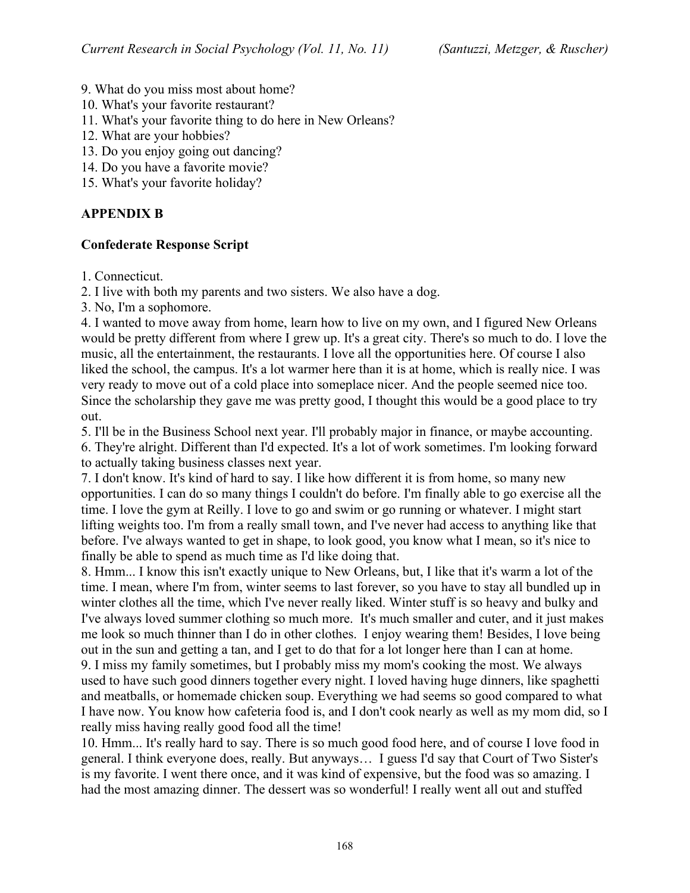9. What do you miss most about home?
10. What's your favorite restaurant?
11. What's your favorite thing to do here in New Orleans?
12. What are your hobbies?
13. Do you enjoy going out dancing?
14. Do you have a favorite movie?
15. What's your favorite holiday?

## APPENDIX B

### Confederate Response Script

1. Connecticut.
2. I live with both my parents and two sisters. We also have a dog.
3. No, I'm a sophomore.
4. I wanted to move away from home, learn how to live on my own, and I figured New Orleans would be pretty different from where I grew up. It's a great city. There's so much to do. I love the music, all the entertainment, the restaurants. I love all the opportunities here. Of course I also liked the school, the campus. It's a lot warmer here than it is at home, which is really nice. I was very ready to move out of a cold place into someplace nicer. And the people seemed nice too. Since the scholarship they gave me was pretty good, I thought this would be a good place to try out.
5. I'll be in the Business School next year. I'll probably major in finance, or maybe accounting.
6. They're alright. Different than I'd expected. It's a lot of work sometimes. I'm looking forward to actually taking business classes next year.
7. I don't know. It's kind of hard to say. I like how different it is from home, so many new opportunities. I can do so many things I couldn't do before. I'm finally able to go exercise all the time. I love the gym at Reilly. I love to go and swim or go running or whatever. I might start lifting weights too. I'm from a really small town, and I've never had access to anything like that before. I've always wanted to get in shape, to look good, you know what I mean, so it's nice to finally be able to spend as much time as I'd like doing that.
8. Hmm... I know this isn't exactly unique to New Orleans, but, I like that it's warm a lot of the time. I mean, where I'm from, winter seems to last forever, so you have to stay all bundled up in winter clothes all the time, which I've never really liked. Winter stuff is so heavy and bulky and I've always loved summer clothing so much more. It's much smaller and cuter, and it just makes me look so much thinner than I do in other clothes. I enjoy wearing them! Besides, I love being out in the sun and getting a tan, and I get to do that for a lot longer here than I can at home.
9. I miss my family sometimes, but I probably miss my mom's cooking the most. We always used to have such good dinners together every night. I loved having huge dinners, like spaghetti and meatballs, or homemade chicken soup. Everything we had seems so good compared to what I have now. You know how cafeteria food is, and I don't cook nearly as well as my mom did, so I really miss having really good food all the time!
10. Hmm... It's really hard to say. There is so much good food here, and of course I love food in general. I think everyone does, really. But anyways… I guess I'd say that Court of Two Sister's is my favorite. I went there once, and it was kind of expensive, but the food was so amazing. I had the most amazing dinner. The dessert was so wonderful! I really went all out and stuffed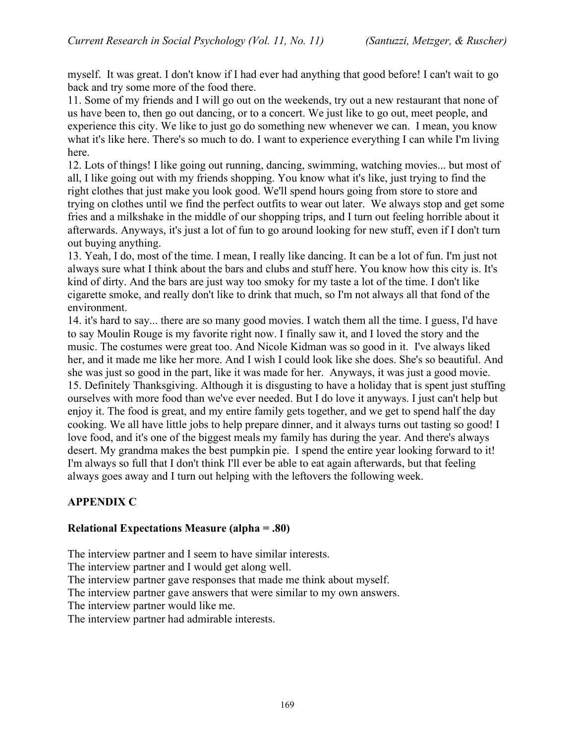myself. It was great. I don't know if I had ever had anything that good before! I can't wait to go back and try some more of the food there.

11. Some of my friends and I will go out on the weekends, try out a new restaurant that none of us have been to, then go out dancing, or to a concert. We just like to go out, meet people, and experience this city. We like to just go do something new whenever we can. I mean, you know what it's like here. There's so much to do. I want to experience everything I can while I'm living here.

12. Lots of things! I like going out running, dancing, swimming, watching movies... but most of all, I like going out with my friends shopping. You know what it's like, just trying to find the right clothes that just make you look good. We'll spend hours going from store to store and trying on clothes until we find the perfect outfits to wear out later. We always stop and get some fries and a milkshake in the middle of our shopping trips, and I turn out feeling horrible about it afterwards. Anyways, it's just a lot of fun to go around looking for new stuff, even if I don't turn out buying anything.

13. Yeah, I do, most of the time. I mean, I really like dancing. It can be a lot of fun. I'm just not always sure what I think about the bars and clubs and stuff here. You know how this city is. It's kind of dirty. And the bars are just way too smoky for my taste a lot of the time. I don't like cigarette smoke, and really don't like to drink that much, so I'm not always all that fond of the environment.

14. it's hard to say... there are so many good movies. I watch them all the time. I guess, I'd have to say Moulin Rouge is my favorite right now. I finally saw it, and I loved the story and the music. The costumes were great too. And Nicole Kidman was so good in it. I've always liked her, and it made me like her more. And I wish I could look like she does. She's so beautiful. And she was just so good in the part, like it was made for her. Anyways, it was just a good movie.

15. Definitely Thanksgiving. Although it is disgusting to have a holiday that is spent just stuffing ourselves with more food than we've ever needed. But I do love it anyways. I just can't help but enjoy it. The food is great, and my entire family gets together, and we get to spend half the day cooking. We all have little jobs to help prepare dinner, and it always turns out tasting so good! I love food, and it's one of the biggest meals my family has during the year. And there's always desert. My grandma makes the best pumpkin pie. I spend the entire year looking forward to it! I'm always so full that I don't think I'll ever be able to eat again afterwards, but that feeling always goes away and I turn out helping with the leftovers the following week.

## APPENDIX C

### Relational Expectations Measure (alpha = .80)

The interview partner and I seem to have similar interests.
The interview partner and I would get along well.
The interview partner gave responses that made me think about myself.
The interview partner gave answers that were similar to my own answers.
The interview partner would like me.
The interview partner had admirable interests.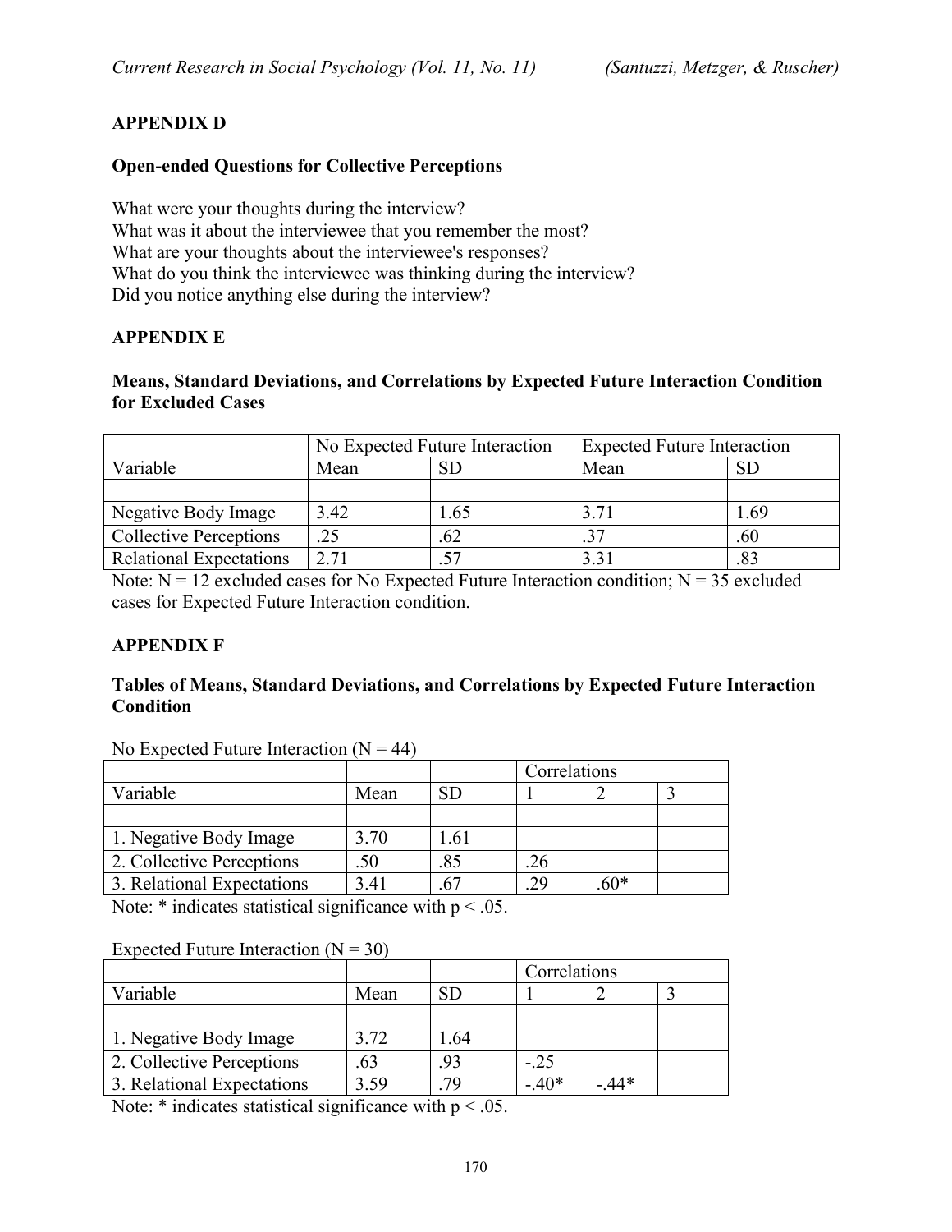## APPENDIX D

### Open-ended Questions for Collective Perceptions

What were your thoughts during the interview?
What was it about the interviewee that you remember the most?
What are your thoughts about the interviewee's responses?
What do you think the interviewee was thinking during the interview?
Did you notice anything else during the interview?

## APPENDIX E

### Means, Standard Deviations, and Correlations by Expected Future Interaction Condition for Excluded Cases

| | No Expected Future Interaction | | Expected Future Interaction | |
|---|---|---|---|---|
| Variable | Mean | SD | Mean | SD |
| | | | | |
| Negative Body Image | 3.42 | 1.65 | 3.71 | 1.69 |
| Collective Perceptions | .25 | .62 | .37 | .60 |
| Relational Expectations | 2.71 | .57 | 3.31 | .83 |

Note: N = 12 excluded cases for No Expected Future Interaction condition; N = 35 excluded cases for Expected Future Interaction condition.

## APPENDIX F

### Tables of Means, Standard Deviations, and Correlations by Expected Future Interaction Condition

No Expected Future Interaction (N = 44)

| | | | Correlations | | |
|---|---|---|---|---|---|
| Variable | Mean | SD | 1 | 2 | 3 |
| | | | | | |
| 1. Negative Body Image | 3.70 | 1.61 | | | |
| 2. Collective Perceptions | .50 | .85 | .26 | | |
| 3. Relational Expectations | 3.41 | .67 | .29 | .60* | |

Note: * indicates statistical significance with $p < .05$.

Expected Future Interaction (N = 30)

| | | | Correlations | | |
|---|---|---|---|---|---|
| Variable | Mean | SD | 1 | 2 | 3 |
| | | | | | |
| 1. Negative Body Image | 3.72 | 1.64 | | | |
| 2. Collective Perceptions | .63 | .93 | -.25 | | |
| 3. Relational Expectations | 3.59 | .79 | -.40* | -.44* | |

Note: * indicates statistical significance with $p < .05$.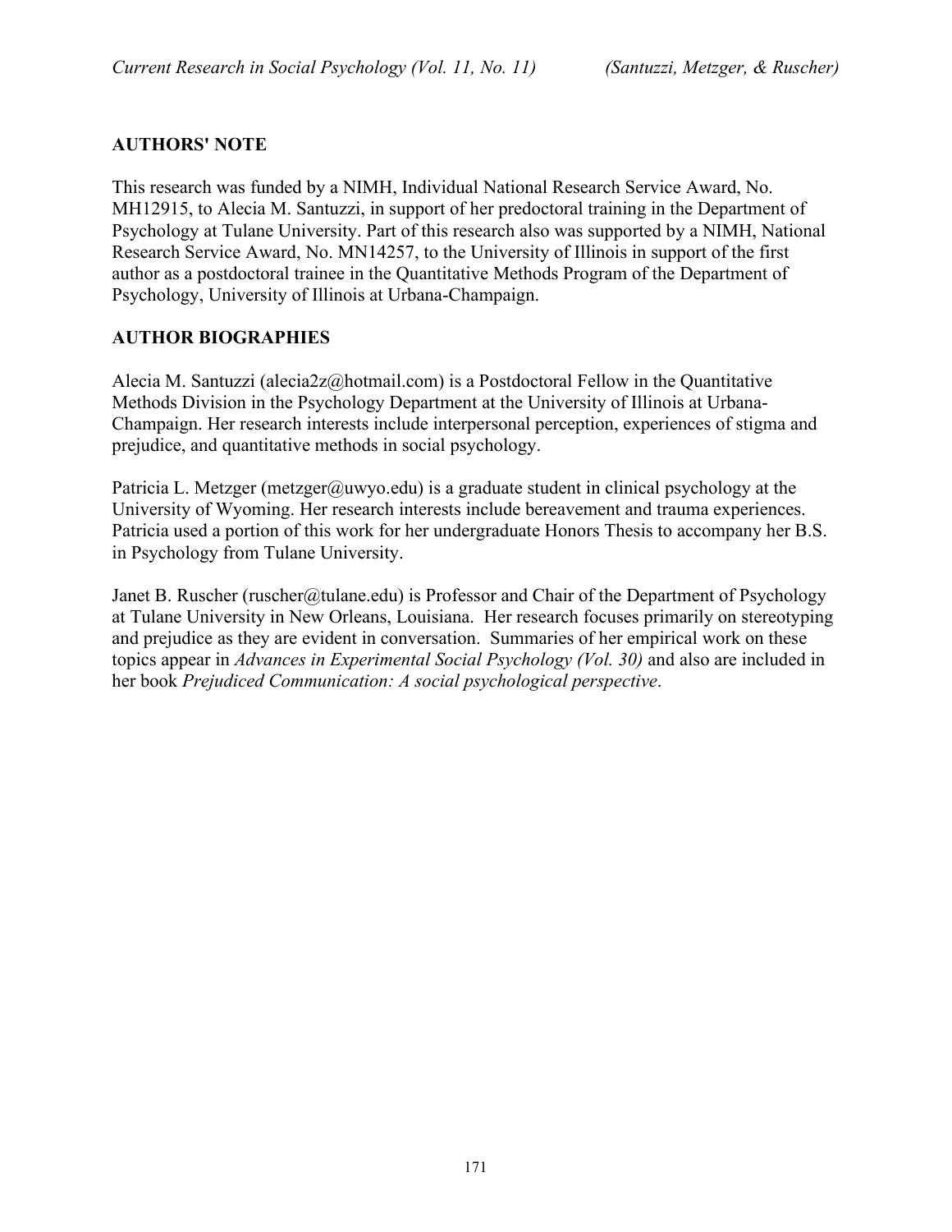## AUTHORS' NOTE

This research was funded by a NIMH, Individual National Research Service Award, No. MH12915, to Alecia M. Santuzzi, in support of her predoctoral training in the Department of Psychology at Tulane University. Part of this research also was supported by a NIMH, National Research Service Award, No. MN14257, to the University of Illinois in support of the first author as a postdoctoral trainee in the Quantitative Methods Program of the Department of Psychology, University of Illinois at Urbana-Champaign.

## AUTHOR BIOGRAPHIES

Alecia M. Santuzzi (alecia2z@hotmail.com) is a Postdoctoral Fellow in the Quantitative Methods Division in the Psychology Department at the University of Illinois at Urbana-Champaign. Her research interests include interpersonal perception, experiences of stigma and prejudice, and quantitative methods in social psychology.

Patricia L. Metzger (metzger@uwyo.edu) is a graduate student in clinical psychology at the University of Wyoming. Her research interests include bereavement and trauma experiences. Patricia used a portion of this work for her undergraduate Honors Thesis to accompany her B.S. in Psychology from Tulane University.

Janet B. Ruscher (ruscher@tulane.edu) is Professor and Chair of the Department of Psychology at Tulane University in New Orleans, Louisiana. Her research focuses primarily on stereotyping and prejudice as they are evident in conversation. Summaries of her empirical work on these topics appear in *Advances in Experimental Social Psychology (Vol. 30)* and also are included in her book *Prejudiced Communication: A social psychological perspective*.